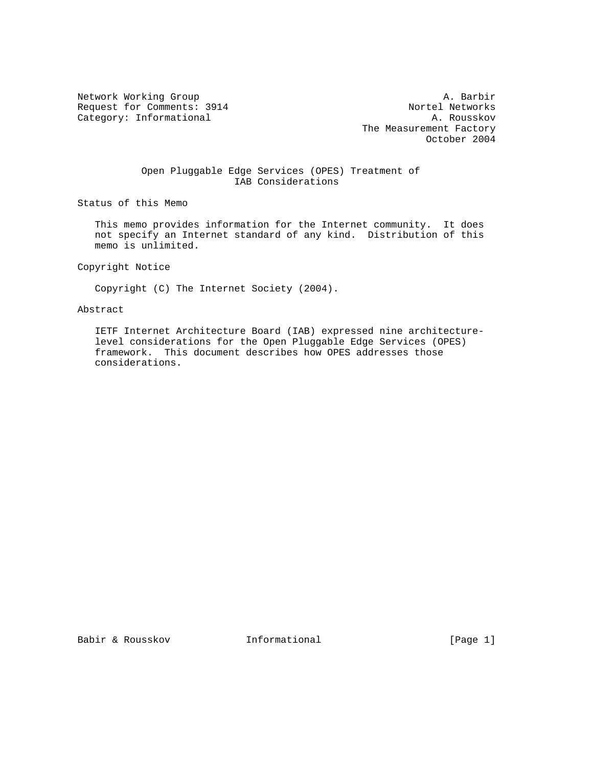Network Working Group                                          A. Barbir
Request for Comments: 3914                               Nortel Networks
Category: Informational                                      A. Rousskov
                                                 The Measurement Factory
                                                            October 2004

# Open Pluggable Edge Services (OPES) Treatment of IAB Considerations

## Status of this Memo

This memo provides information for the Internet community. It does not specify an Internet standard of any kind. Distribution of this memo is unlimited.

## Copyright Notice

Copyright (C) The Internet Society (2004).

## Abstract

IETF Internet Architecture Board (IAB) expressed nine architecture-level considerations for the Open Pluggable Edge Services (OPES) framework. This document describes how OPES addresses those considerations.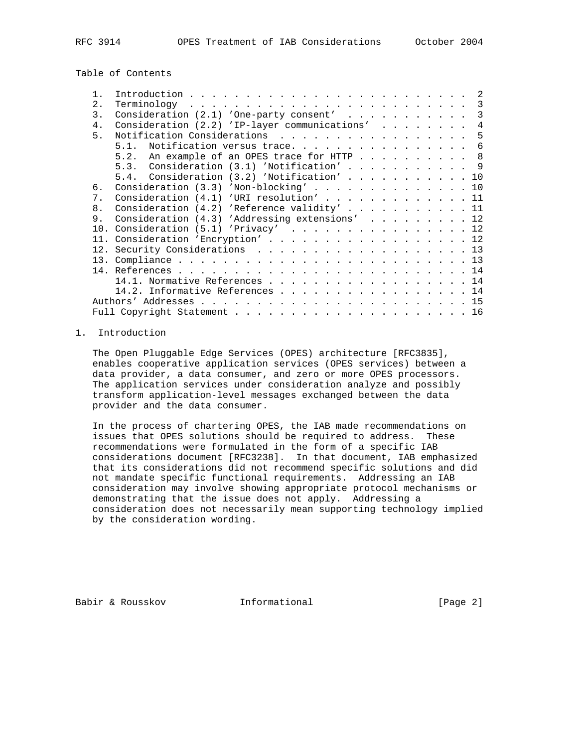Table of Contents

```
    1.  Introduction . . . . . . . . . . . . . . . . . . . . . . . . .  2
    2.  Terminology  . . . . . . . . . . . . . . . . . . . . . . . . .  3
    3.  Consideration (2.1) 'One-party consent'  . . . . . . . . . . .  3
    4.  Consideration (2.2) 'IP-layer communications'  . . . . . . . .  4
    5.  Notification Considerations  . . . . . . . . . . . . . . . . .  5
        5.1.  Notification versus trace. . . . . . . . . . . . . . . .  6
        5.2.  An example of an OPES trace for HTTP . . . . . . . . . .  8
        5.3.  Consideration (3.1) 'Notification' . . . . . . . . . . .  9
        5.4.  Consideration (3.2) 'Notification' . . . . . . . . . . . 10
    6.  Consideration (3.3) 'Non-blocking' . . . . . . . . . . . . . . 10
    7.  Consideration (4.1) 'URI resolution' . . . . . . . . . . . . . 11
    8.  Consideration (4.2) 'Reference validity' . . . . . . . . . . . 11
    9.  Consideration (4.3) 'Addressing extensions'  . . . . . . . . . 12
    10. Consideration (5.1) 'Privacy'  . . . . . . . . . . . . . . . . 12
    11. Consideration 'Encryption' . . . . . . . . . . . . . . . . . . 12
    12. Security Considerations  . . . . . . . . . . . . . . . . . . . 13
    13. Compliance . . . . . . . . . . . . . . . . . . . . . . . . . . 13
    14. References . . . . . . . . . . . . . . . . . . . . . . . . . . 14
        14.1. Normative References . . . . . . . . . . . . . . . . . . 14
        14.2. Informative References . . . . . . . . . . . . . . . . . 14
    Authors' Addresses . . . . . . . . . . . . . . . . . . . . . . . . 15
    Full Copyright Statement . . . . . . . . . . . . . . . . . . . . . 16
```

## 1. Introduction

The Open Pluggable Edge Services (OPES) architecture [RFC3835], enables cooperative application services (OPES services) between a data provider, a data consumer, and zero or more OPES processors. The application services under consideration analyze and possibly transform application-level messages exchanged between the data provider and the data consumer.

In the process of chartering OPES, the IAB made recommendations on issues that OPES solutions should be required to address. These recommendations were formulated in the form of a specific IAB considerations document [RFC3238]. In that document, IAB emphasized that its considerations did not recommend specific solutions and did not mandate specific functional requirements. Addressing an IAB consideration may involve showing appropriate protocol mechanisms or demonstrating that the issue does not apply. Addressing a consideration does not necessarily mean supporting technology implied by the consideration wording.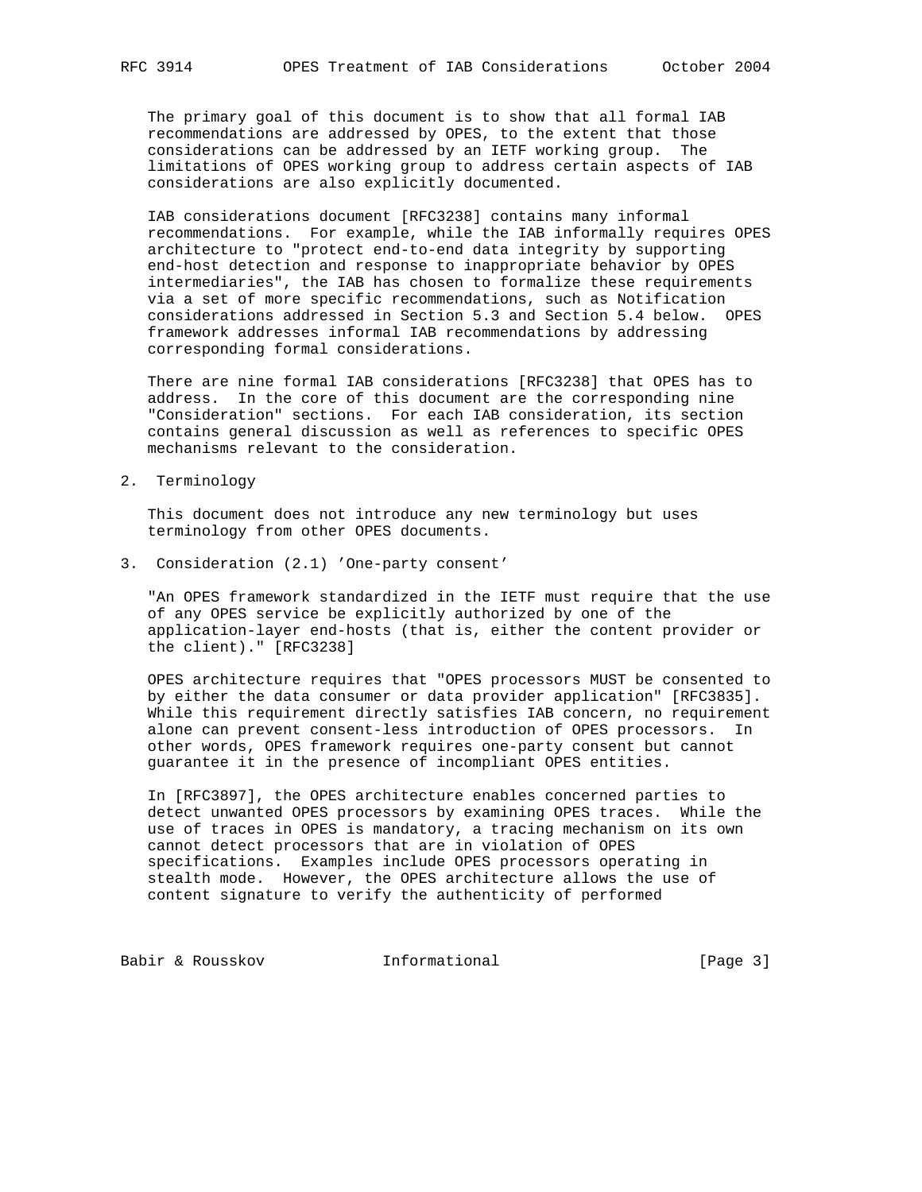The primary goal of this document is to show that all formal IAB recommendations are addressed by OPES, to the extent that those considerations can be addressed by an IETF working group. The limitations of OPES working group to address certain aspects of IAB considerations are also explicitly documented.

IAB considerations document [RFC3238] contains many informal recommendations. For example, while the IAB informally requires OPES architecture to "protect end-to-end data integrity by supporting end-host detection and response to inappropriate behavior by OPES intermediaries", the IAB has chosen to formalize these requirements via a set of more specific recommendations, such as Notification considerations addressed in Section 5.3 and Section 5.4 below. OPES framework addresses informal IAB recommendations by addressing corresponding formal considerations.

There are nine formal IAB considerations [RFC3238] that OPES has to address. In the core of this document are the corresponding nine "Consideration" sections. For each IAB consideration, its section contains general discussion as well as references to specific OPES mechanisms relevant to the consideration.

## 2. Terminology

This document does not introduce any new terminology but uses terminology from other OPES documents.

## 3. Consideration (2.1) 'One-party consent'

"An OPES framework standardized in the IETF must require that the use of any OPES service be explicitly authorized by one of the application-layer end-hosts (that is, either the content provider or the client)." [RFC3238]

OPES architecture requires that "OPES processors MUST be consented to by either the data consumer or data provider application" [RFC3835]. While this requirement directly satisfies IAB concern, no requirement alone can prevent consent-less introduction of OPES processors. In other words, OPES framework requires one-party consent but cannot guarantee it in the presence of incompliant OPES entities.

In [RFC3897], the OPES architecture enables concerned parties to detect unwanted OPES processors by examining OPES traces. While the use of traces in OPES is mandatory, a tracing mechanism on its own cannot detect processors that are in violation of OPES specifications. Examples include OPES processors operating in stealth mode. However, the OPES architecture allows the use of content signature to verify the authenticity of performed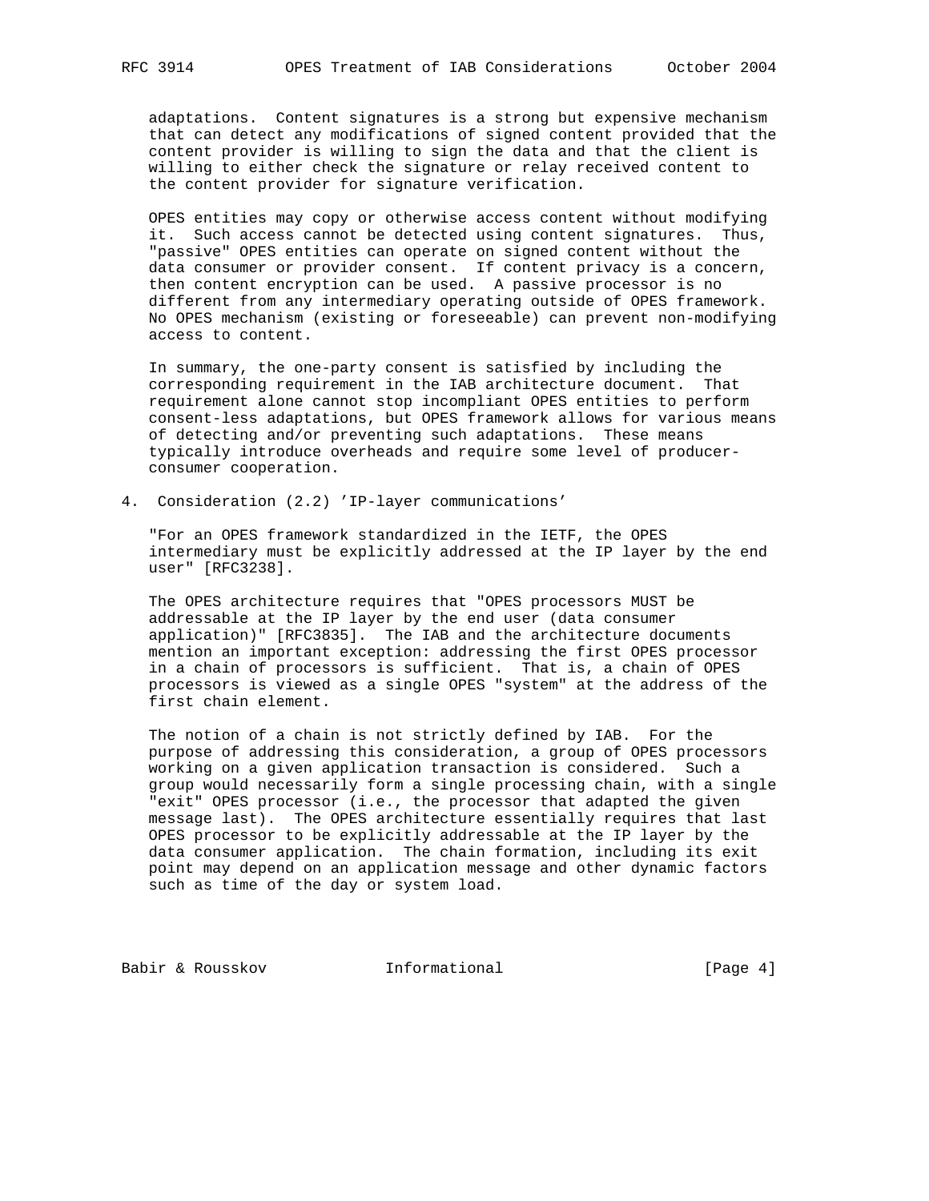adaptations. Content signatures is a strong but expensive mechanism that can detect any modifications of signed content provided that the content provider is willing to sign the data and that the client is willing to either check the signature or relay received content to the content provider for signature verification.

OPES entities may copy or otherwise access content without modifying it. Such access cannot be detected using content signatures. Thus, "passive" OPES entities can operate on signed content without the data consumer or provider consent. If content privacy is a concern, then content encryption can be used. A passive processor is no different from any intermediary operating outside of OPES framework. No OPES mechanism (existing or foreseeable) can prevent non-modifying access to content.

In summary, the one-party consent is satisfied by including the corresponding requirement in the IAB architecture document. That requirement alone cannot stop incompliant OPES entities to perform consent-less adaptations, but OPES framework allows for various means of detecting and/or preventing such adaptations. These means typically introduce overheads and require some level of producer-consumer cooperation.

## 4. Consideration (2.2) 'IP-layer communications'

"For an OPES framework standardized in the IETF, the OPES intermediary must be explicitly addressed at the IP layer by the end user" [RFC3238].

The OPES architecture requires that "OPES processors MUST be addressable at the IP layer by the end user (data consumer application)" [RFC3835]. The IAB and the architecture documents mention an important exception: addressing the first OPES processor in a chain of processors is sufficient. That is, a chain of OPES processors is viewed as a single OPES "system" at the address of the first chain element.

The notion of a chain is not strictly defined by IAB. For the purpose of addressing this consideration, a group of OPES processors working on a given application transaction is considered. Such a group would necessarily form a single processing chain, with a single "exit" OPES processor (i.e., the processor that adapted the given message last). The OPES architecture essentially requires that last OPES processor to be explicitly addressable at the IP layer by the data consumer application. The chain formation, including its exit point may depend on an application message and other dynamic factors such as time of the day or system load.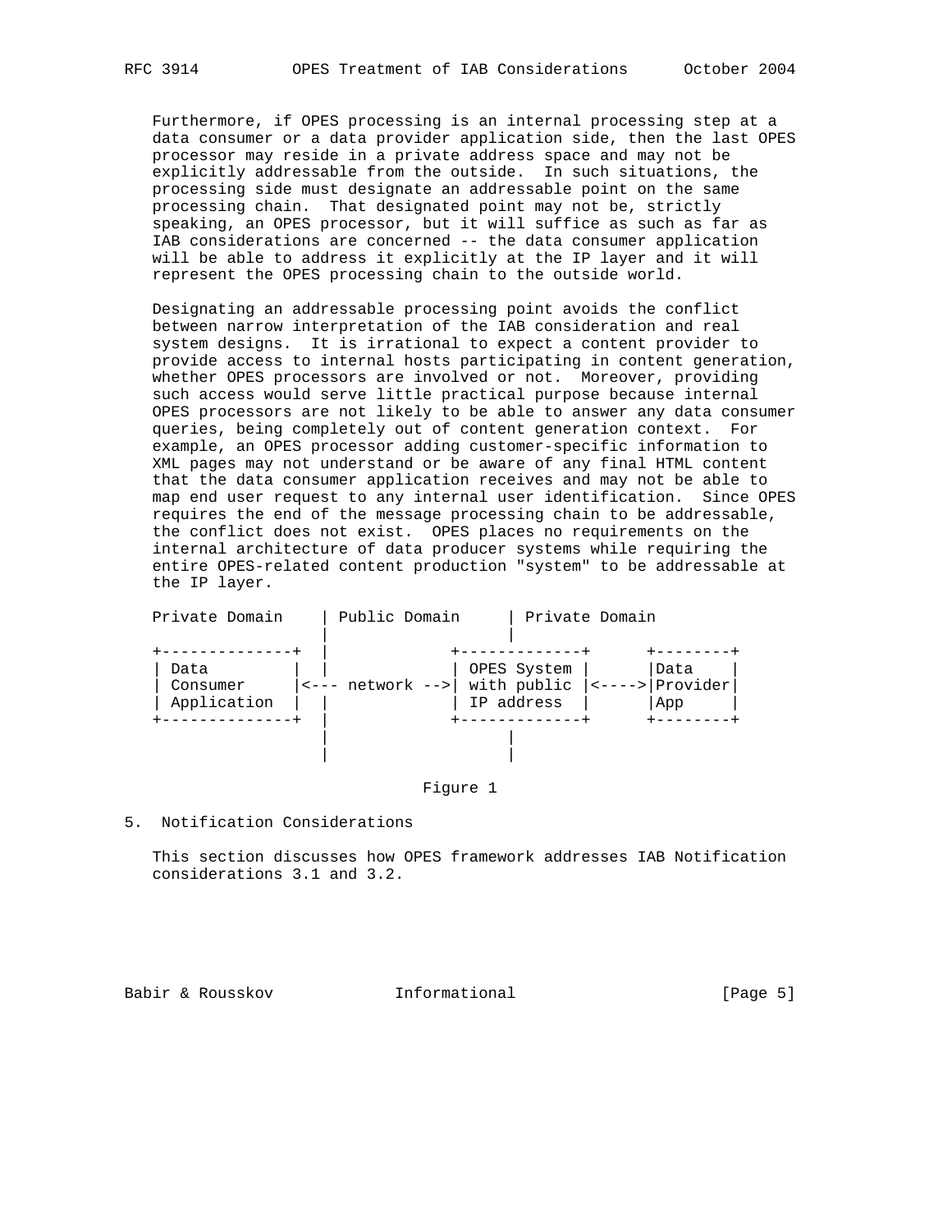Furthermore, if OPES processing is an internal processing step at a data consumer or a data provider application side, then the last OPES processor may reside in a private address space and may not be explicitly addressable from the outside. In such situations, the processing side must designate an addressable point on the same processing chain. That designated point may not be, strictly speaking, an OPES processor, but it will suffice as such as far as IAB considerations are concerned -- the data consumer application will be able to address it explicitly at the IP layer and it will represent the OPES processing chain to the outside world.

Designating an addressable processing point avoids the conflict between narrow interpretation of the IAB consideration and real system designs. It is irrational to expect a content provider to provide access to internal hosts participating in content generation, whether OPES processors are involved or not. Moreover, providing such access would serve little practical purpose because internal OPES processors are not likely to be able to answer any data consumer queries, being completely out of content generation context. For example, an OPES processor adding customer-specific information to XML pages may not understand or be aware of any final HTML content that the data consumer application receives and may not be able to map end user request to any internal user identification. Since OPES requires the end of the message processing chain to be addressable, the conflict does not exist. OPES places no requirements on the internal architecture of data producer systems while requiring the entire OPES-related content production "system" to be addressable at the IP layer.

```
   Private Domain    | Public Domain     | Private Domain
                     |                   |
   +--------------+  |            +-------------+      +--------+
   | Data         |  |            | OPES System |      |Data    |
   | Consumer     |<--- network -->| with public |<---->|Provider|
   | Application  |  |            | IP address  |      |App     |
   +--------------+  |            +-------------+      +--------+
                     |                   |
                     |                   |
```

Figure 1

## 5. Notification Considerations

This section discusses how OPES framework addresses IAB Notification considerations 3.1 and 3.2.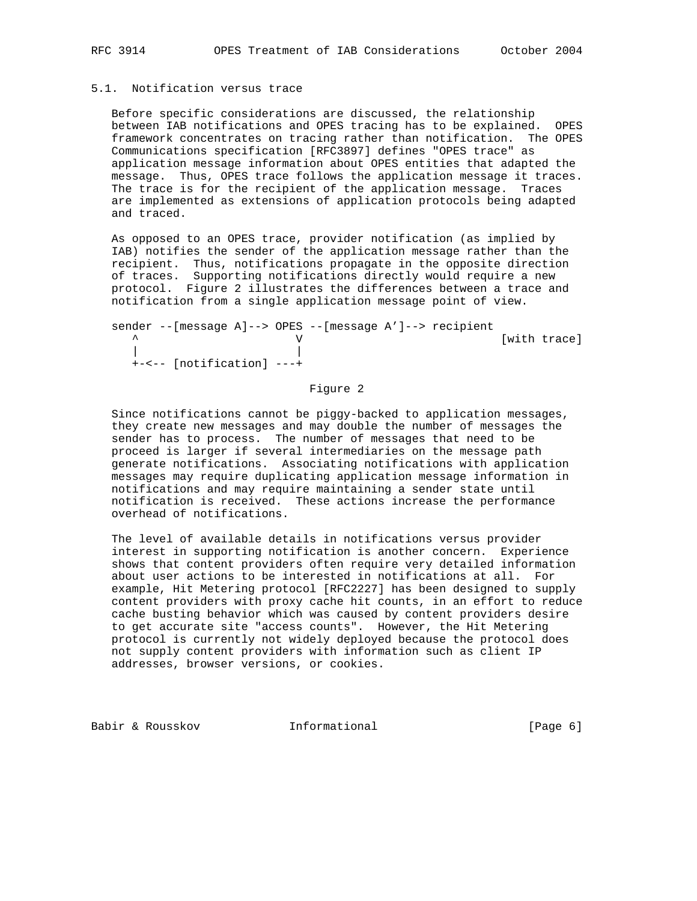### 5.1. Notification versus trace

Before specific considerations are discussed, the relationship between IAB notifications and OPES tracing has to be explained. OPES framework concentrates on tracing rather than notification. The OPES Communications specification [RFC3897] defines "OPES trace" as application message information about OPES entities that adapted the message. Thus, OPES trace follows the application message it traces. The trace is for the recipient of the application message. Traces are implemented as extensions of application protocols being adapted and traced.

As opposed to an OPES trace, provider notification (as implied by IAB) notifies the sender of the application message rather than the recipient. Thus, notifications propagate in the opposite direction of traces. Supporting notifications directly would require a new protocol. Figure 2 illustrates the differences between a trace and notification from a single application message point of view.

```
sender --[message A]--> OPES --[message A']--> recipient
   ^                     V                           [with trace]
   |                     |
   +-<-- [notification] ---+
```

Figure 2

Since notifications cannot be piggy-backed to application messages, they create new messages and may double the number of messages the sender has to process. The number of messages that need to be proceed is larger if several intermediaries on the message path generate notifications. Associating notifications with application messages may require duplicating application message information in notifications and may require maintaining a sender state until notification is received. These actions increase the performance overhead of notifications.

The level of available details in notifications versus provider interest in supporting notification is another concern. Experience shows that content providers often require very detailed information about user actions to be interested in notifications at all. For example, Hit Metering protocol [RFC2227] has been designed to supply content providers with proxy cache hit counts, in an effort to reduce cache busting behavior which was caused by content providers desire to get accurate site "access counts". However, the Hit Metering protocol is currently not widely deployed because the protocol does not supply content providers with information such as client IP addresses, browser versions, or cookies.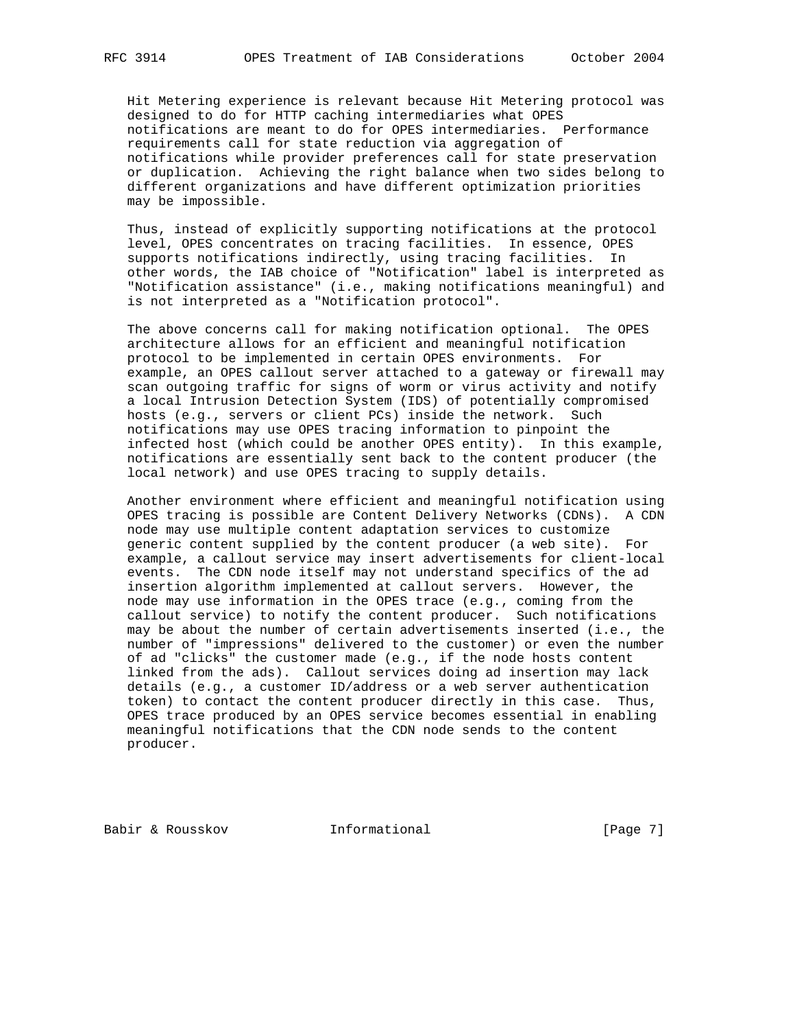Hit Metering experience is relevant because Hit Metering protocol was designed to do for HTTP caching intermediaries what OPES notifications are meant to do for OPES intermediaries. Performance requirements call for state reduction via aggregation of notifications while provider preferences call for state preservation or duplication. Achieving the right balance when two sides belong to different organizations and have different optimization priorities may be impossible.

Thus, instead of explicitly supporting notifications at the protocol level, OPES concentrates on tracing facilities. In essence, OPES supports notifications indirectly, using tracing facilities. In other words, the IAB choice of "Notification" label is interpreted as "Notification assistance" (i.e., making notifications meaningful) and is not interpreted as a "Notification protocol".

The above concerns call for making notification optional. The OPES architecture allows for an efficient and meaningful notification protocol to be implemented in certain OPES environments. For example, an OPES callout server attached to a gateway or firewall may scan outgoing traffic for signs of worm or virus activity and notify a local Intrusion Detection System (IDS) of potentially compromised hosts (e.g., servers or client PCs) inside the network. Such notifications may use OPES tracing information to pinpoint the infected host (which could be another OPES entity). In this example, notifications are essentially sent back to the content producer (the local network) and use OPES tracing to supply details.

Another environment where efficient and meaningful notification using OPES tracing is possible are Content Delivery Networks (CDNs). A CDN node may use multiple content adaptation services to customize generic content supplied by the content producer (a web site). For example, a callout service may insert advertisements for client-local events. The CDN node itself may not understand specifics of the ad insertion algorithm implemented at callout servers. However, the node may use information in the OPES trace (e.g., coming from the callout service) to notify the content producer. Such notifications may be about the number of certain advertisements inserted (i.e., the number of "impressions" delivered to the customer) or even the number of ad "clicks" the customer made (e.g., if the node hosts content linked from the ads). Callout services doing ad insertion may lack details (e.g., a customer ID/address or a web server authentication token) to contact the content producer directly in this case. Thus, OPES trace produced by an OPES service becomes essential in enabling meaningful notifications that the CDN node sends to the content producer.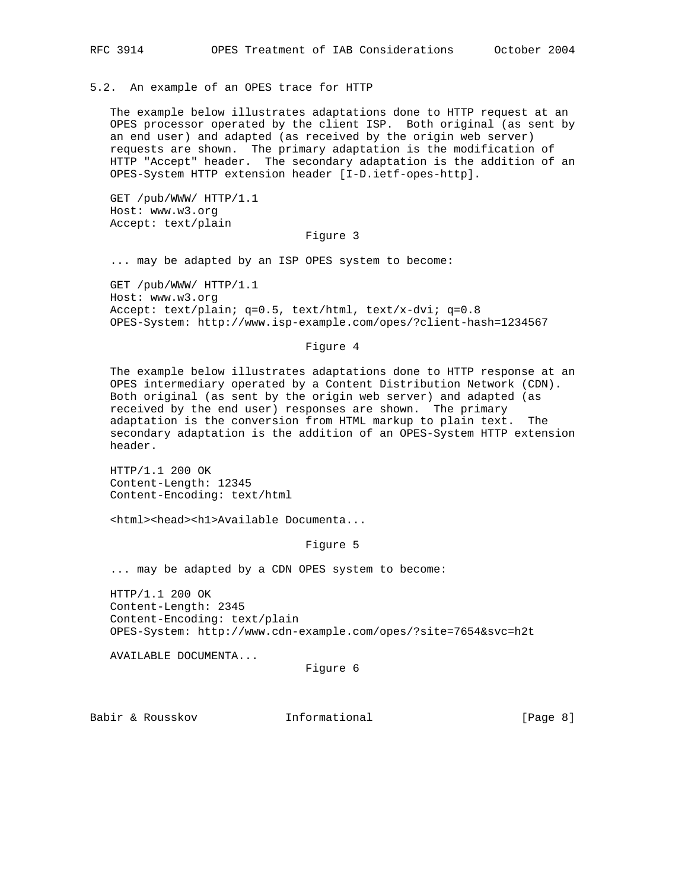### 5.2. An example of an OPES trace for HTTP

The example below illustrates adaptations done to HTTP request at an OPES processor operated by the client ISP. Both original (as sent by an end user) and adapted (as received by the origin web server) requests are shown. The primary adaptation is the modification of HTTP "Accept" header. The secondary adaptation is the addition of an OPES-System HTTP extension header [I-D.ietf-opes-http].

```
GET /pub/WWW/ HTTP/1.1
Host: www.w3.org
Accept: text/plain
```

Figure 3

... may be adapted by an ISP OPES system to become:

```
GET /pub/WWW/ HTTP/1.1
Host: www.w3.org
Accept: text/plain; q=0.5, text/html, text/x-dvi; q=0.8
OPES-System: http://www.isp-example.com/opes/?client-hash=1234567
```

Figure 4

The example below illustrates adaptations done to HTTP response at an OPES intermediary operated by a Content Distribution Network (CDN). Both original (as sent by the origin web server) and adapted (as received by the end user) responses are shown. The primary adaptation is the conversion from HTML markup to plain text. The secondary adaptation is the addition of an OPES-System HTTP extension header.

```
HTTP/1.1 200 OK
Content-Length: 12345
Content-Encoding: text/html

<html><head><h1>Available Documenta...
```

Figure 5

... may be adapted by a CDN OPES system to become:

```
HTTP/1.1 200 OK
Content-Length: 2345
Content-Encoding: text/plain
OPES-System: http://www.cdn-example.com/opes/?site=7654&svc=h2t

AVAILABLE DOCUMENTA...
```

Figure 6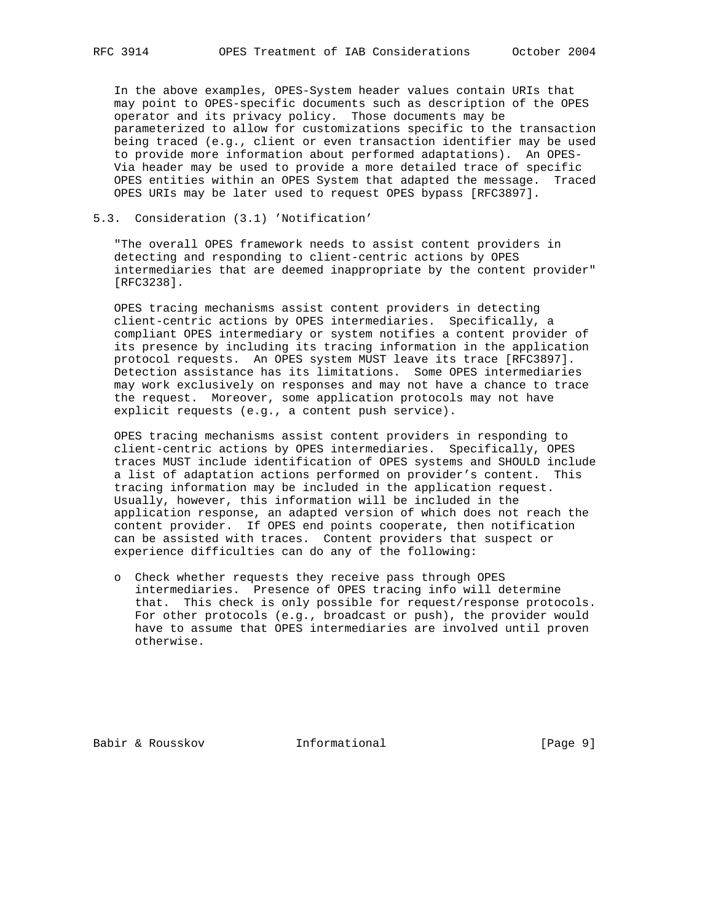In the above examples, OPES-System header values contain URIs that may point to OPES-specific documents such as description of the OPES operator and its privacy policy. Those documents may be parameterized to allow for customizations specific to the transaction being traced (e.g., client or even transaction identifier may be used to provide more information about performed adaptations). An OPES-Via header may be used to provide a more detailed trace of specific OPES entities within an OPES System that adapted the message. Traced OPES URIs may be later used to request OPES bypass [RFC3897].

## 5.3. Consideration (3.1) 'Notification'

"The overall OPES framework needs to assist content providers in detecting and responding to client-centric actions by OPES intermediaries that are deemed inappropriate by the content provider" [RFC3238].

OPES tracing mechanisms assist content providers in detecting client-centric actions by OPES intermediaries. Specifically, a compliant OPES intermediary or system notifies a content provider of its presence by including its tracing information in the application protocol requests. An OPES system MUST leave its trace [RFC3897]. Detection assistance has its limitations. Some OPES intermediaries may work exclusively on responses and may not have a chance to trace the request. Moreover, some application protocols may not have explicit requests (e.g., a content push service).

OPES tracing mechanisms assist content providers in responding to client-centric actions by OPES intermediaries. Specifically, OPES traces MUST include identification of OPES systems and SHOULD include a list of adaptation actions performed on provider's content. This tracing information may be included in the application request. Usually, however, this information will be included in the application response, an adapted version of which does not reach the content provider. If OPES end points cooperate, then notification can be assisted with traces. Content providers that suspect or experience difficulties can do any of the following:

- Check whether requests they receive pass through OPES intermediaries. Presence of OPES tracing info will determine that. This check is only possible for request/response protocols. For other protocols (e.g., broadcast or push), the provider would have to assume that OPES intermediaries are involved until proven otherwise.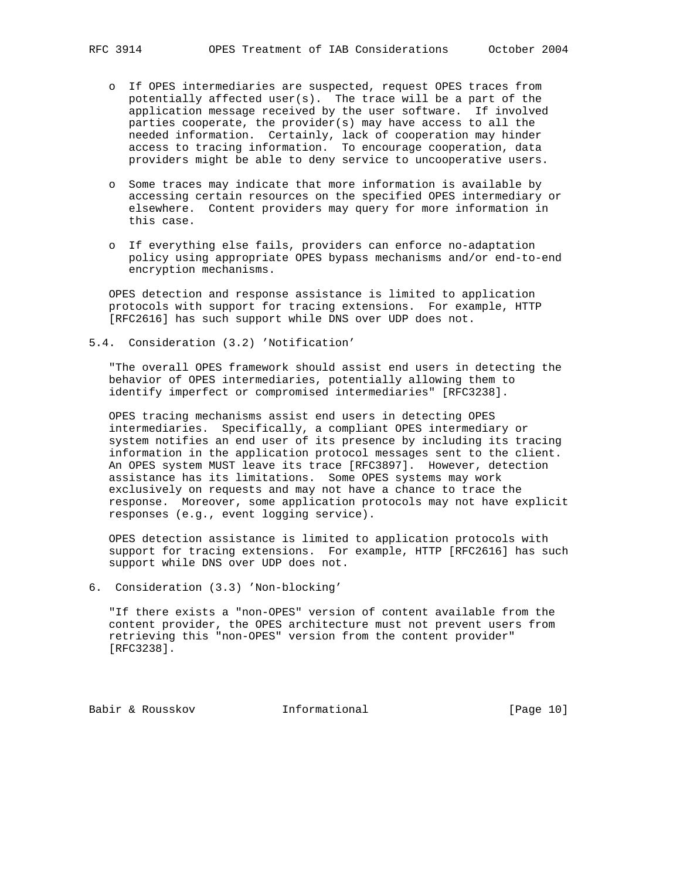- If OPES intermediaries are suspected, request OPES traces from potentially affected user(s). The trace will be a part of the application message received by the user software. If involved parties cooperate, the provider(s) may have access to all the needed information. Certainly, lack of cooperation may hinder access to tracing information. To encourage cooperation, data providers might be able to deny service to uncooperative users.

- Some traces may indicate that more information is available by accessing certain resources on the specified OPES intermediary or elsewhere. Content providers may query for more information in this case.

- If everything else fails, providers can enforce no-adaptation policy using appropriate OPES bypass mechanisms and/or end-to-end encryption mechanisms.

OPES detection and response assistance is limited to application protocols with support for tracing extensions. For example, HTTP [RFC2616] has such support while DNS over UDP does not.

### 5.4. Consideration (3.2) 'Notification'

"The overall OPES framework should assist end users in detecting the behavior of OPES intermediaries, potentially allowing them to identify imperfect or compromised intermediaries" [RFC3238].

OPES tracing mechanisms assist end users in detecting OPES intermediaries. Specifically, a compliant OPES intermediary or system notifies an end user of its presence by including its tracing information in the application protocol messages sent to the client. An OPES system MUST leave its trace [RFC3897]. However, detection assistance has its limitations. Some OPES systems may work exclusively on requests and may not have a chance to trace the response. Moreover, some application protocols may not have explicit responses (e.g., event logging service).

OPES detection assistance is limited to application protocols with support for tracing extensions. For example, HTTP [RFC2616] has such support while DNS over UDP does not.

## 6. Consideration (3.3) 'Non-blocking'

"If there exists a "non-OPES" version of content available from the content provider, the OPES architecture must not prevent users from retrieving this "non-OPES" version from the content provider" [RFC3238].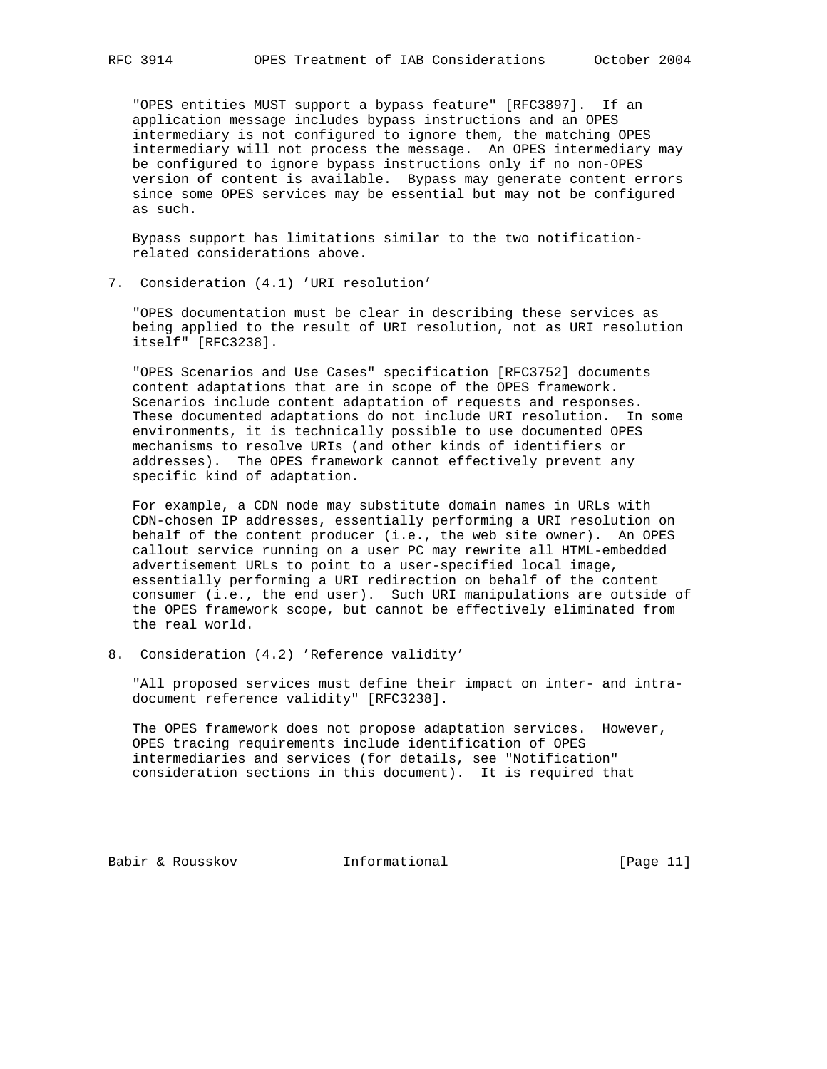"OPES entities MUST support a bypass feature" [RFC3897]. If an application message includes bypass instructions and an OPES intermediary is not configured to ignore them, the matching OPES intermediary will not process the message. An OPES intermediary may be configured to ignore bypass instructions only if no non-OPES version of content is available. Bypass may generate content errors since some OPES services may be essential but may not be configured as such.

Bypass support has limitations similar to the two notification-related considerations above.

## 7. Consideration (4.1) 'URI resolution'

"OPES documentation must be clear in describing these services as being applied to the result of URI resolution, not as URI resolution itself" [RFC3238].

"OPES Scenarios and Use Cases" specification [RFC3752] documents content adaptations that are in scope of the OPES framework. Scenarios include content adaptation of requests and responses. These documented adaptations do not include URI resolution. In some environments, it is technically possible to use documented OPES mechanisms to resolve URIs (and other kinds of identifiers or addresses). The OPES framework cannot effectively prevent any specific kind of adaptation.

For example, a CDN node may substitute domain names in URLs with CDN-chosen IP addresses, essentially performing a URI resolution on behalf of the content producer (i.e., the web site owner). An OPES callout service running on a user PC may rewrite all HTML-embedded advertisement URLs to point to a user-specified local image, essentially performing a URI redirection on behalf of the content consumer (i.e., the end user). Such URI manipulations are outside of the OPES framework scope, but cannot be effectively eliminated from the real world.

## 8. Consideration (4.2) 'Reference validity'

"All proposed services must define their impact on inter- and intra-document reference validity" [RFC3238].

The OPES framework does not propose adaptation services. However, OPES tracing requirements include identification of OPES intermediaries and services (for details, see "Notification" consideration sections in this document). It is required that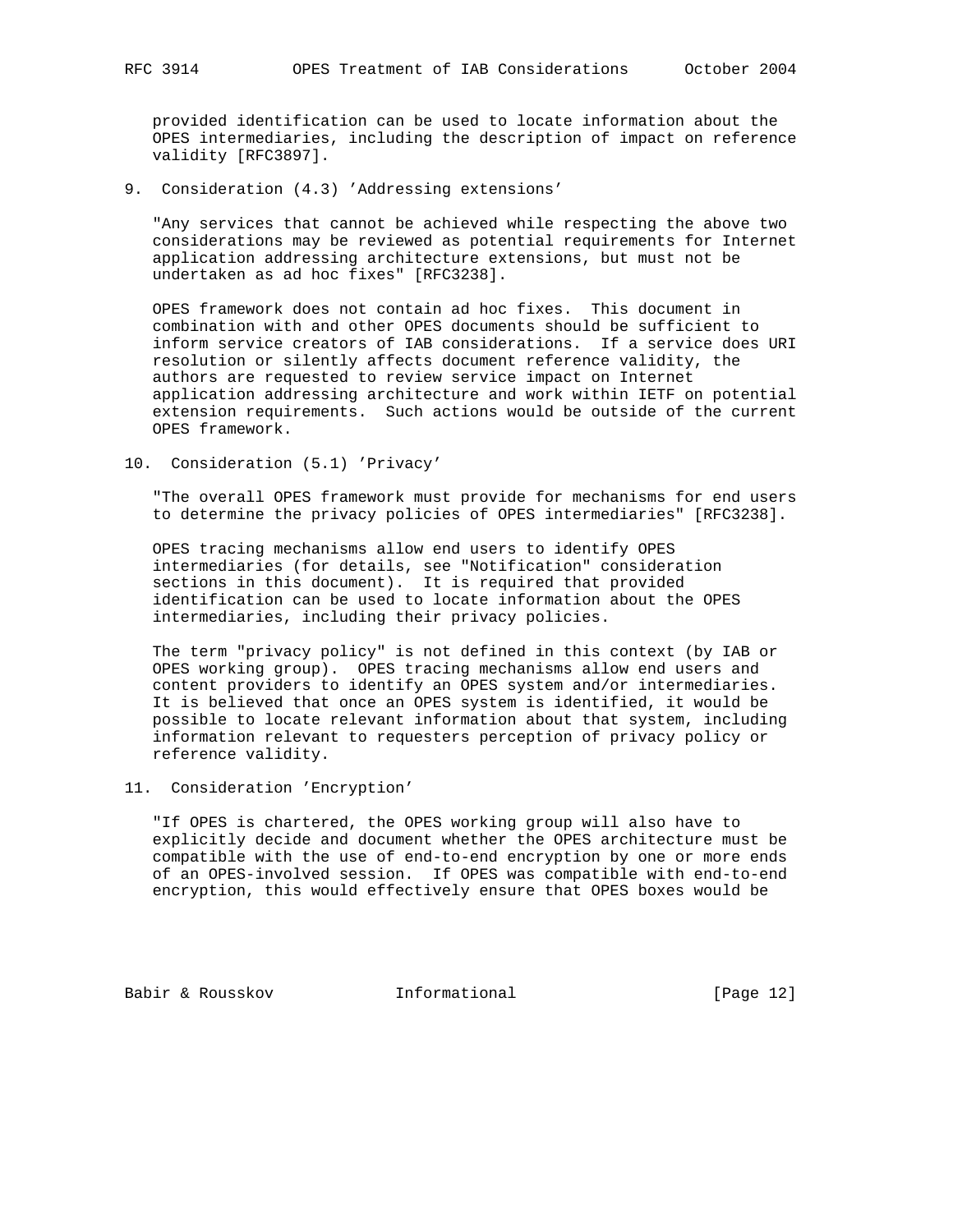provided identification can be used to locate information about the OPES intermediaries, including the description of impact on reference validity [RFC3897].

## 9. Consideration (4.3) 'Addressing extensions'

"Any services that cannot be achieved while respecting the above two considerations may be reviewed as potential requirements for Internet application addressing architecture extensions, but must not be undertaken as ad hoc fixes" [RFC3238].

OPES framework does not contain ad hoc fixes. This document in combination with and other OPES documents should be sufficient to inform service creators of IAB considerations. If a service does URI resolution or silently affects document reference validity, the authors are requested to review service impact on Internet application addressing architecture and work within IETF on potential extension requirements. Such actions would be outside of the current OPES framework.

## 10. Consideration (5.1) 'Privacy'

"The overall OPES framework must provide for mechanisms for end users to determine the privacy policies of OPES intermediaries" [RFC3238].

OPES tracing mechanisms allow end users to identify OPES intermediaries (for details, see "Notification" consideration sections in this document). It is required that provided identification can be used to locate information about the OPES intermediaries, including their privacy policies.

The term "privacy policy" is not defined in this context (by IAB or OPES working group). OPES tracing mechanisms allow end users and content providers to identify an OPES system and/or intermediaries. It is believed that once an OPES system is identified, it would be possible to locate relevant information about that system, including information relevant to requesters perception of privacy policy or reference validity.

## 11. Consideration 'Encryption'

"If OPES is chartered, the OPES working group will also have to explicitly decide and document whether the OPES architecture must be compatible with the use of end-to-end encryption by one or more ends of an OPES-involved session. If OPES was compatible with end-to-end encryption, this would effectively ensure that OPES boxes would be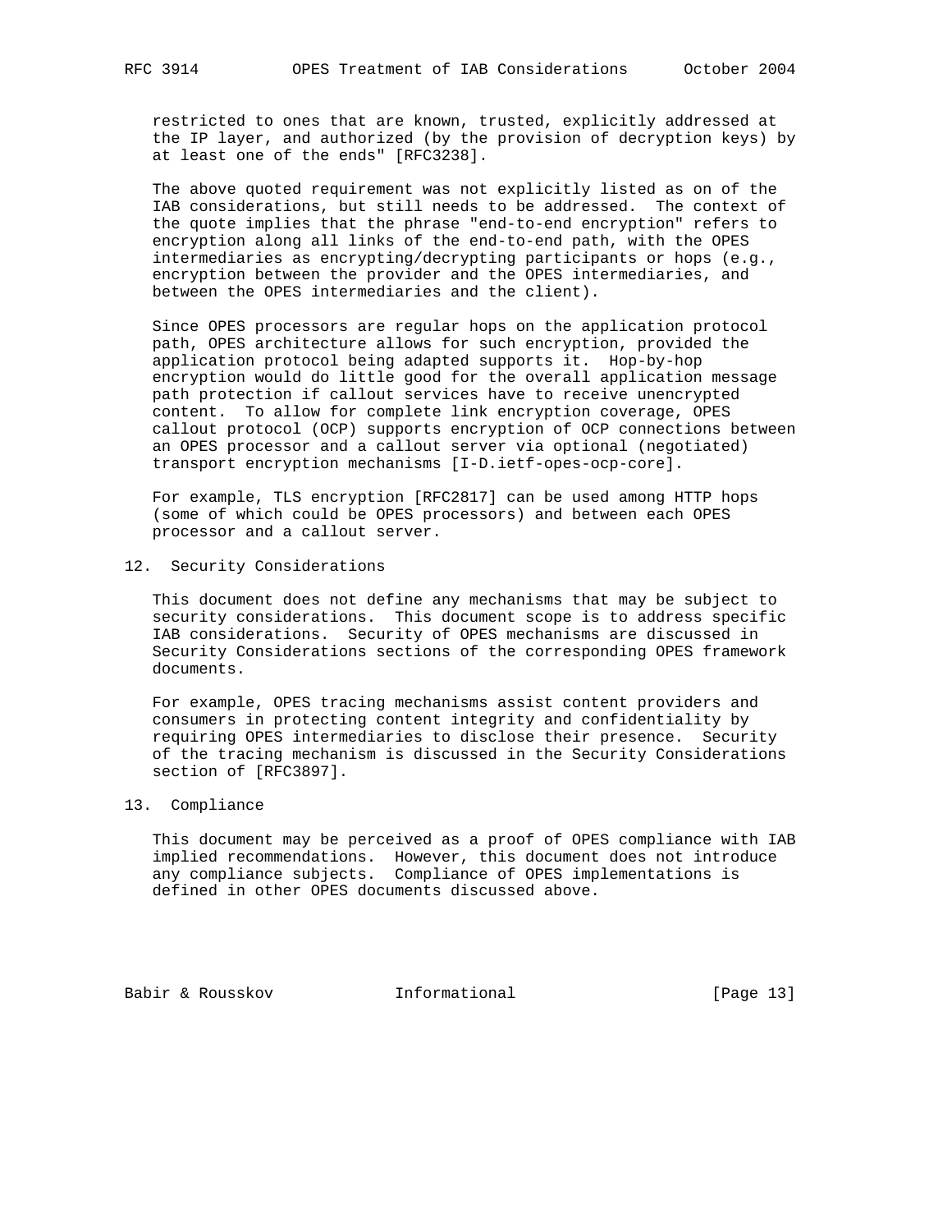restricted to ones that are known, trusted, explicitly addressed at the IP layer, and authorized (by the provision of decryption keys) by at least one of the ends" [RFC3238].

The above quoted requirement was not explicitly listed as on of the IAB considerations, but still needs to be addressed. The context of the quote implies that the phrase "end-to-end encryption" refers to encryption along all links of the end-to-end path, with the OPES intermediaries as encrypting/decrypting participants or hops (e.g., encryption between the provider and the OPES intermediaries, and between the OPES intermediaries and the client).

Since OPES processors are regular hops on the application protocol path, OPES architecture allows for such encryption, provided the application protocol being adapted supports it. Hop-by-hop encryption would do little good for the overall application message path protection if callout services have to receive unencrypted content. To allow for complete link encryption coverage, OPES callout protocol (OCP) supports encryption of OCP connections between an OPES processor and a callout server via optional (negotiated) transport encryption mechanisms [I-D.ietf-opes-ocp-core].

For example, TLS encryption [RFC2817] can be used among HTTP hops (some of which could be OPES processors) and between each OPES processor and a callout server.

## 12. Security Considerations

This document does not define any mechanisms that may be subject to security considerations. This document scope is to address specific IAB considerations. Security of OPES mechanisms are discussed in Security Considerations sections of the corresponding OPES framework documents.

For example, OPES tracing mechanisms assist content providers and consumers in protecting content integrity and confidentiality by requiring OPES intermediaries to disclose their presence. Security of the tracing mechanism is discussed in the Security Considerations section of [RFC3897].

## 13. Compliance

This document may be perceived as a proof of OPES compliance with IAB implied recommendations. However, this document does not introduce any compliance subjects. Compliance of OPES implementations is defined in other OPES documents discussed above.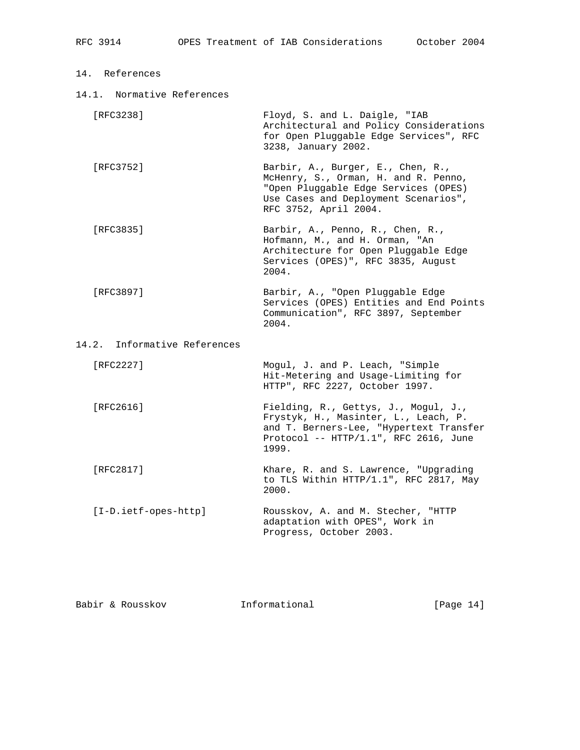## 14. References

### 14.1. Normative References

[RFC3238] Floyd, S. and L. Daigle, "IAB Architectural and Policy Considerations for Open Pluggable Edge Services", RFC 3238, January 2002.

[RFC3752] Barbir, A., Burger, E., Chen, R., McHenry, S., Orman, H. and R. Penno, "Open Pluggable Edge Services (OPES) Use Cases and Deployment Scenarios", RFC 3752, April 2004.

[RFC3835] Barbir, A., Penno, R., Chen, R., Hofmann, M., and H. Orman, "An Architecture for Open Pluggable Edge Services (OPES)", RFC 3835, August 2004.

[RFC3897] Barbir, A., "Open Pluggable Edge Services (OPES) Entities and End Points Communication", RFC 3897, September 2004.

### 14.2. Informative References

[RFC2227] Mogul, J. and P. Leach, "Simple Hit-Metering and Usage-Limiting for HTTP", RFC 2227, October 1997.

[RFC2616] Fielding, R., Gettys, J., Mogul, J., Frystyk, H., Masinter, L., Leach, P. and T. Berners-Lee, "Hypertext Transfer Protocol -- HTTP/1.1", RFC 2616, June 1999.

[RFC2817] Khare, R. and S. Lawrence, "Upgrading to TLS Within HTTP/1.1", RFC 2817, May 2000.

[I-D.ietf-opes-http] Rousskov, A. and M. Stecher, "HTTP adaptation with OPES", Work in Progress, October 2003.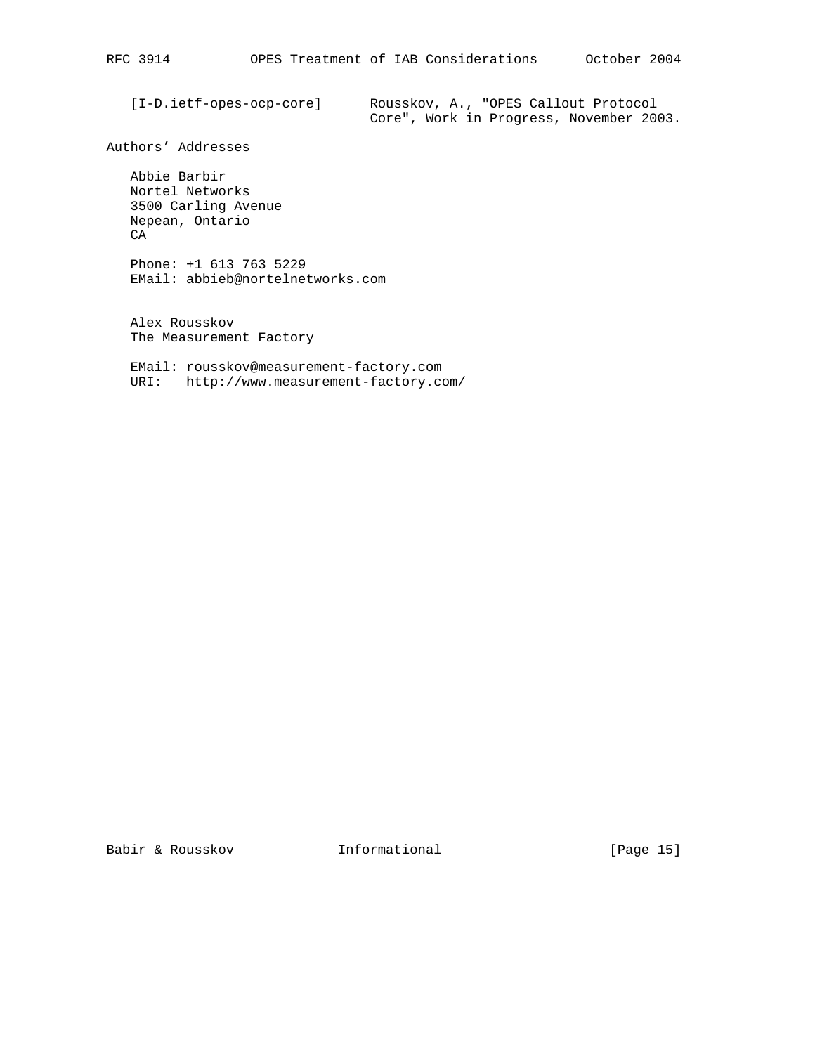[I-D.ietf-opes-ocp-core] Rousskov, A., "OPES Callout Protocol Core", Work in Progress, November 2003.

## Authors' Addresses

Abbie Barbir
Nortel Networks
3500 Carling Avenue
Nepean, Ontario
CA

Phone: +1 613 763 5229
EMail: abbieb@nortelnetworks.com

Alex Rousskov
The Measurement Factory

EMail: rousskov@measurement-factory.com
URI: http://www.measurement-factory.com/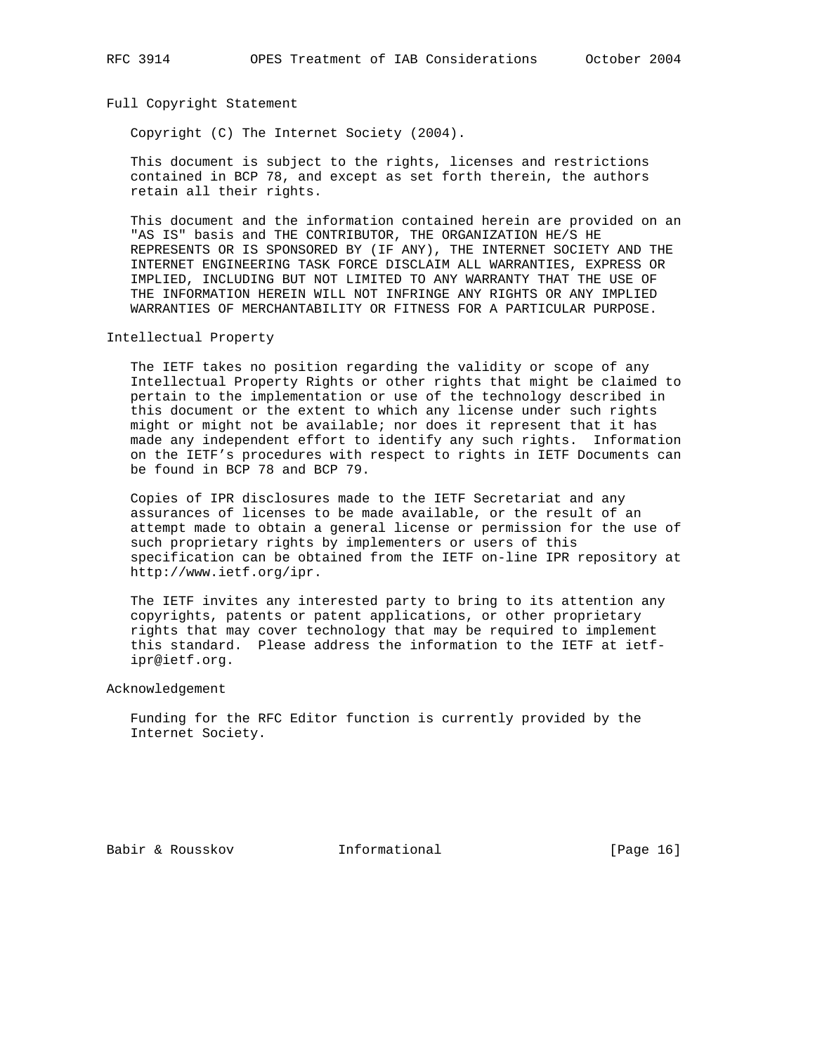## Full Copyright Statement

Copyright (C) The Internet Society (2004).

This document is subject to the rights, licenses and restrictions contained in BCP 78, and except as set forth therein, the authors retain all their rights.

This document and the information contained herein are provided on an "AS IS" basis and THE CONTRIBUTOR, THE ORGANIZATION HE/S HE REPRESENTS OR IS SPONSORED BY (IF ANY), THE INTERNET SOCIETY AND THE INTERNET ENGINEERING TASK FORCE DISCLAIM ALL WARRANTIES, EXPRESS OR IMPLIED, INCLUDING BUT NOT LIMITED TO ANY WARRANTY THAT THE USE OF THE INFORMATION HEREIN WILL NOT INFRINGE ANY RIGHTS OR ANY IMPLIED WARRANTIES OF MERCHANTABILITY OR FITNESS FOR A PARTICULAR PURPOSE.

## Intellectual Property

The IETF takes no position regarding the validity or scope of any Intellectual Property Rights or other rights that might be claimed to pertain to the implementation or use of the technology described in this document or the extent to which any license under such rights might or might not be available; nor does it represent that it has made any independent effort to identify any such rights. Information on the IETF's procedures with respect to rights in IETF Documents can be found in BCP 78 and BCP 79.

Copies of IPR disclosures made to the IETF Secretariat and any assurances of licenses to be made available, or the result of an attempt made to obtain a general license or permission for the use of such proprietary rights by implementers or users of this specification can be obtained from the IETF on-line IPR repository at http://www.ietf.org/ipr.

The IETF invites any interested party to bring to its attention any copyrights, patents or patent applications, or other proprietary rights that may cover technology that may be required to implement this standard. Please address the information to the IETF at ietf-ipr@ietf.org.

## Acknowledgement

Funding for the RFC Editor function is currently provided by the Internet Society.